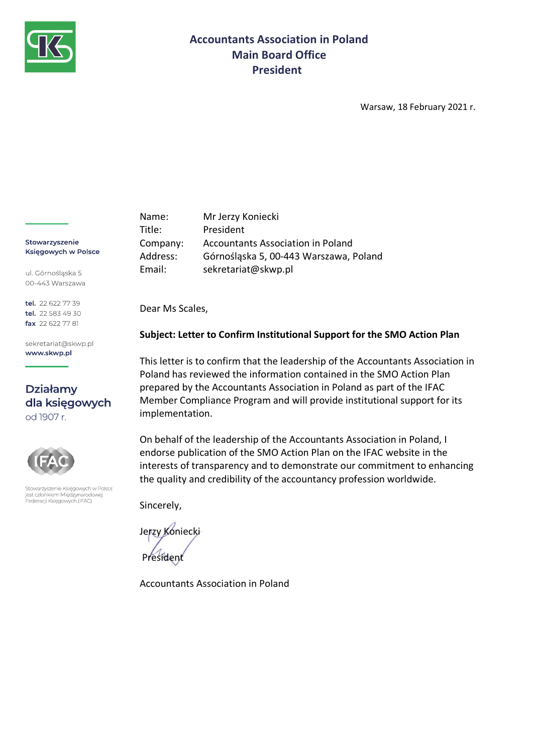# Accountants Association in Poland
## Main Board Office
## President

Warsaw, 18 February 2021 r.

Stowarzyszenie Księgowych w Polsce

ul. Górnośląska 5
00-443 Warszawa

**tel.** 22 622 77 39
**tel.** 22 583 49 30
**fax** 22 622 77 81

sekretariat@skwp.pl
**www.skwp.pl**

**Działamy dla księgowych**
od 1907 r.

Stowarzyszenie Księgowych w Polsce jest członkiem Międzynarodowej Federacji Księgowych (IFAC)

| | |
|---|---|
| Name: | Mr Jerzy Koniecki |
| Title: | President |
| Company: | Accountants Association in Poland |
| Address: | Górnośląska 5, 00-443 Warszawa, Poland |
| Email: | sekretariat@skwp.pl |

Dear Ms Scales,

**Subject: Letter to Confirm Institutional Support for the SMO Action Plan**

This letter is to confirm that the leadership of the Accountants Association in Poland has reviewed the information contained in the SMO Action Plan prepared by the Accountants Association in Poland as part of the IFAC Member Compliance Program and will provide institutional support for its implementation.

On behalf of the leadership of the Accountants Association in Poland, I endorse publication of the SMO Action Plan on the IFAC website in the interests of transparency and to demonstrate our commitment to enhancing the quality and credibility of the accountancy profession worldwide.

Sincerely,

Jerzy Koniecki

President

Accountants Association in Poland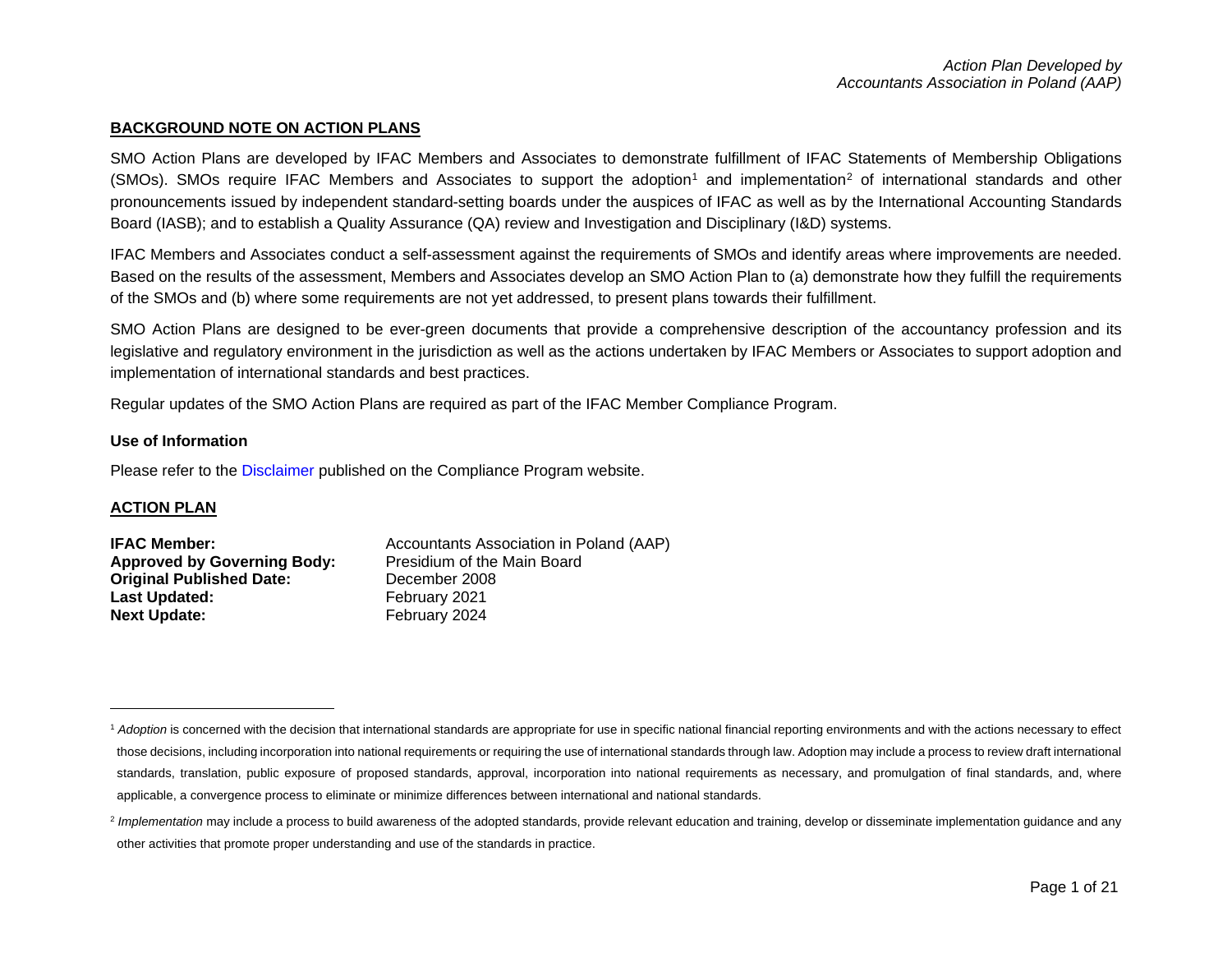## BACKGROUND NOTE ON ACTION PLANS

SMO Action Plans are developed by IFAC Members and Associates to demonstrate fulfillment of IFAC Statements of Membership Obligations (SMOs). SMOs require IFAC Members and Associates to support the adoption[1] and implementation[2] of international standards and other pronouncements issued by independent standard-setting boards under the auspices of IFAC as well as by the International Accounting Standards Board (IASB); and to establish a Quality Assurance (QA) review and Investigation and Disciplinary (I&D) systems.

IFAC Members and Associates conduct a self-assessment against the requirements of SMOs and identify areas where improvements are needed. Based on the results of the assessment, Members and Associates develop an SMO Action Plan to (a) demonstrate how they fulfill the requirements of the SMOs and (b) where some requirements are not yet addressed, to present plans towards their fulfillment.

SMO Action Plans are designed to be ever-green documents that provide a comprehensive description of the accountancy profession and its legislative and regulatory environment in the jurisdiction as well as the actions undertaken by IFAC Members or Associates to support adoption and implementation of international standards and best practices.

Regular updates of the SMO Action Plans are required as part of the IFAC Member Compliance Program.

### Use of Information

Please refer to the Disclaimer published on the Compliance Program website.

## ACTION PLAN

**IFAC Member:** Accountants Association in Poland (AAP)
**Approved by Governing Body:** Presidium of the Main Board
**Original Published Date:** December 2008
**Last Updated:** February 2021
**Next Update:** February 2024

[1] *Adoption* is concerned with the decision that international standards are appropriate for use in specific national financial reporting environments and with the actions necessary to effect those decisions, including incorporation into national requirements or requiring the use of international standards through law. Adoption may include a process to review draft international standards, translation, public exposure of proposed standards, approval, incorporation into national requirements as necessary, and promulgation of final standards, and, where applicable, a convergence process to eliminate or minimize differences between international and national standards.

[2] *Implementation* may include a process to build awareness of the adopted standards, provide relevant education and training, develop or disseminate implementation guidance and any other activities that promote proper understanding and use of the standards in practice.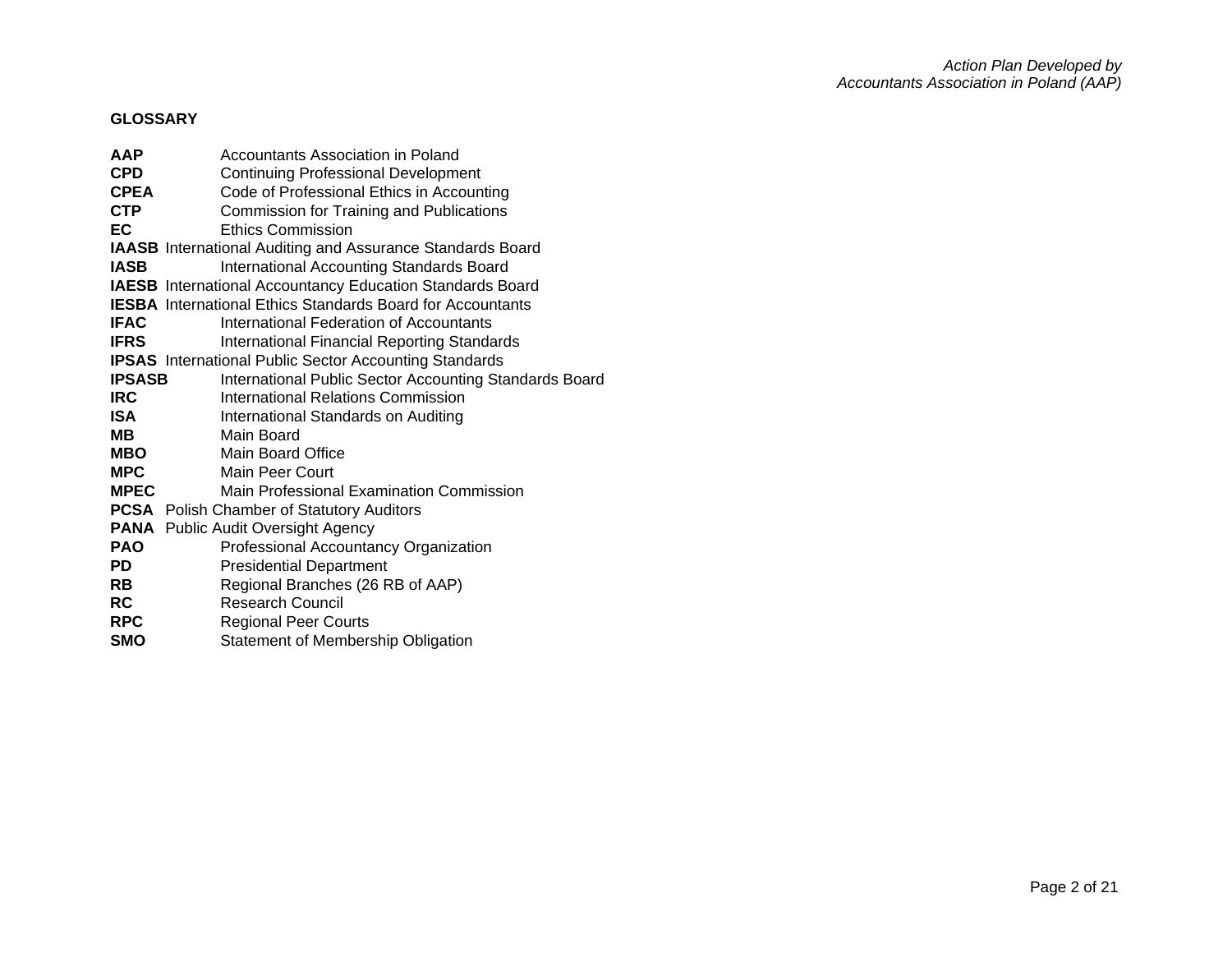## GLOSSARY

| | |
|---|---|
| **AAP** | Accountants Association in Poland |
| **CPD** | Continuing Professional Development |
| **CPEA** | Code of Professional Ethics in Accounting |
| **CTP** | Commission for Training and Publications |
| **EC** | Ethics Commission |
| **IAASB** | International Auditing and Assurance Standards Board |
| **IASB** | International Accounting Standards Board |
| **IAESB** | International Accountancy Education Standards Board |
| **IESBA** | International Ethics Standards Board for Accountants |
| **IFAC** | International Federation of Accountants |
| **IFRS** | International Financial Reporting Standards |
| **IPSAS** | International Public Sector Accounting Standards |
| **IPSASB** | International Public Sector Accounting Standards Board |
| **IRC** | International Relations Commission |
| **ISA** | International Standards on Auditing |
| **MB** | Main Board |
| **MBO** | Main Board Office |
| **MPC** | Main Peer Court |
| **MPEC** | Main Professional Examination Commission |
| **PCSA** | Polish Chamber of Statutory Auditors |
| **PANA** | Public Audit Oversight Agency |
| **PAO** | Professional Accountancy Organization |
| **PD** | Presidential Department |
| **RB** | Regional Branches (26 RB of AAP) |
| **RC** | Research Council |
| **RPC** | Regional Peer Courts |
| **SMO** | Statement of Membership Obligation |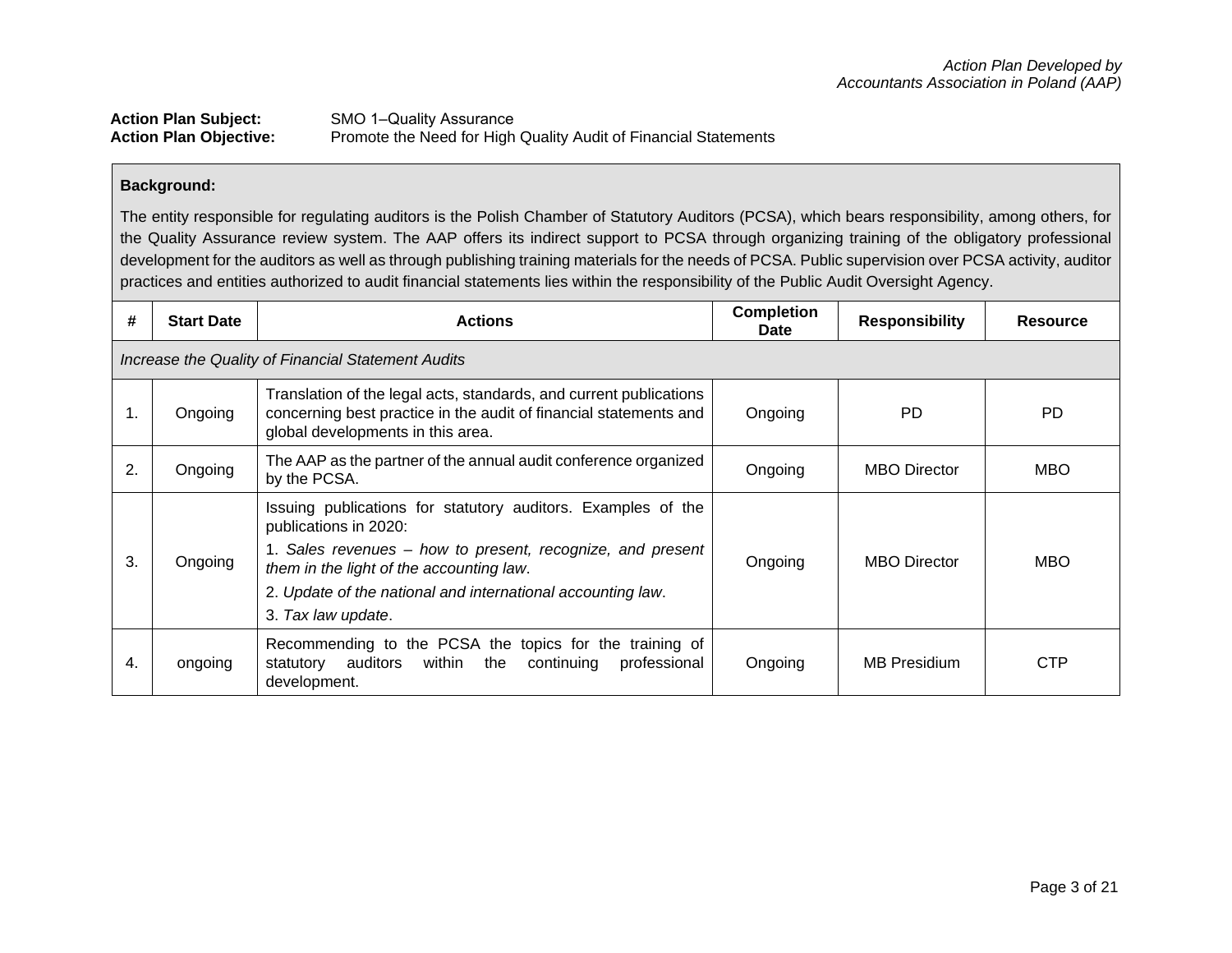**Action Plan Subject:** SMO 1–Quality Assurance
**Action Plan Objective:** Promote the Need for High Quality Audit of Financial Statements

**Background:**

The entity responsible for regulating auditors is the Polish Chamber of Statutory Auditors (PCSA), which bears responsibility, among others, for the Quality Assurance review system. The AAP offers its indirect support to PCSA through organizing training of the obligatory professional development for the auditors as well as through publishing training materials for the needs of PCSA. Public supervision over PCSA activity, auditor practices and entities authorized to audit financial statements lies within the responsibility of the Public Audit Oversight Agency.

| # | Start Date | Actions | Completion Date | Responsibility | Resource |
|---|---|---|---|---|---|
| *Increase the Quality of Financial Statement Audits* | | | | | |
| 1. | Ongoing | Translation of the legal acts, standards, and current publications concerning best practice in the audit of financial statements and global developments in this area. | Ongoing | PD | PD |
| 2. | Ongoing | The AAP as the partner of the annual audit conference organized by the PCSA. | Ongoing | MBO Director | MBO |
| 3. | Ongoing | Issuing publications for statutory auditors. Examples of the publications in 2020:<br>1. *Sales revenues – how to present, recognize, and present them in the light of the accounting law*.<br>2. *Update of the national and international accounting law*.<br>3. *Tax law update*. | Ongoing | MBO Director | MBO |
| 4. | ongoing | Recommending to the PCSA the topics for the training of statutory auditors within the continuing professional development. | Ongoing | MB Presidium | CTP |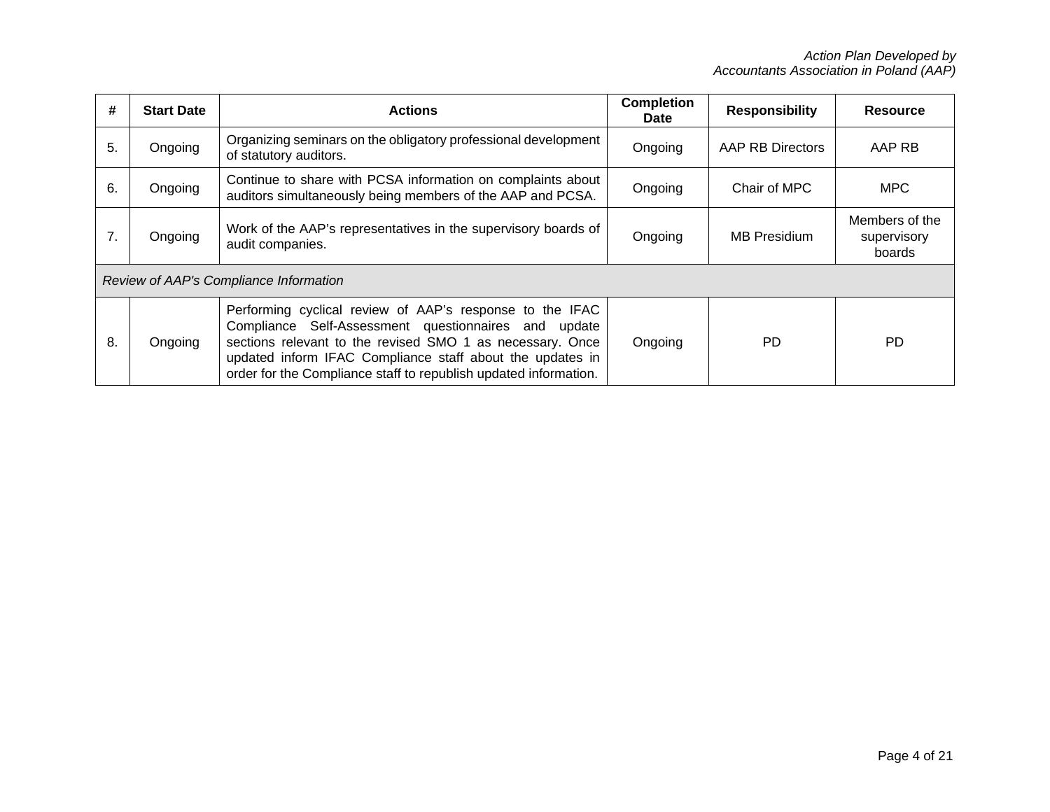| # | Start Date | Actions | Completion Date | Responsibility | Resource |
|---|---|---|---|---|---|
| 5. | Ongoing | Organizing seminars on the obligatory professional development of statutory auditors. | Ongoing | AAP RB Directors | AAP RB |
| 6. | Ongoing | Continue to share with PCSA information on complaints about auditors simultaneously being members of the AAP and PCSA. | Ongoing | Chair of MPC | MPC |
| 7. | Ongoing | Work of the AAP's representatives in the supervisory boards of audit companies. | Ongoing | MB Presidium | Members of the supervisory boards |
| *Review of AAP's Compliance Information* | | | | | |
| 8. | Ongoing | Performing cyclical review of AAP's response to the IFAC Compliance Self-Assessment questionnaires and update sections relevant to the revised SMO 1 as necessary. Once updated inform IFAC Compliance staff about the updates in order for the Compliance staff to republish updated information. | Ongoing | PD | PD |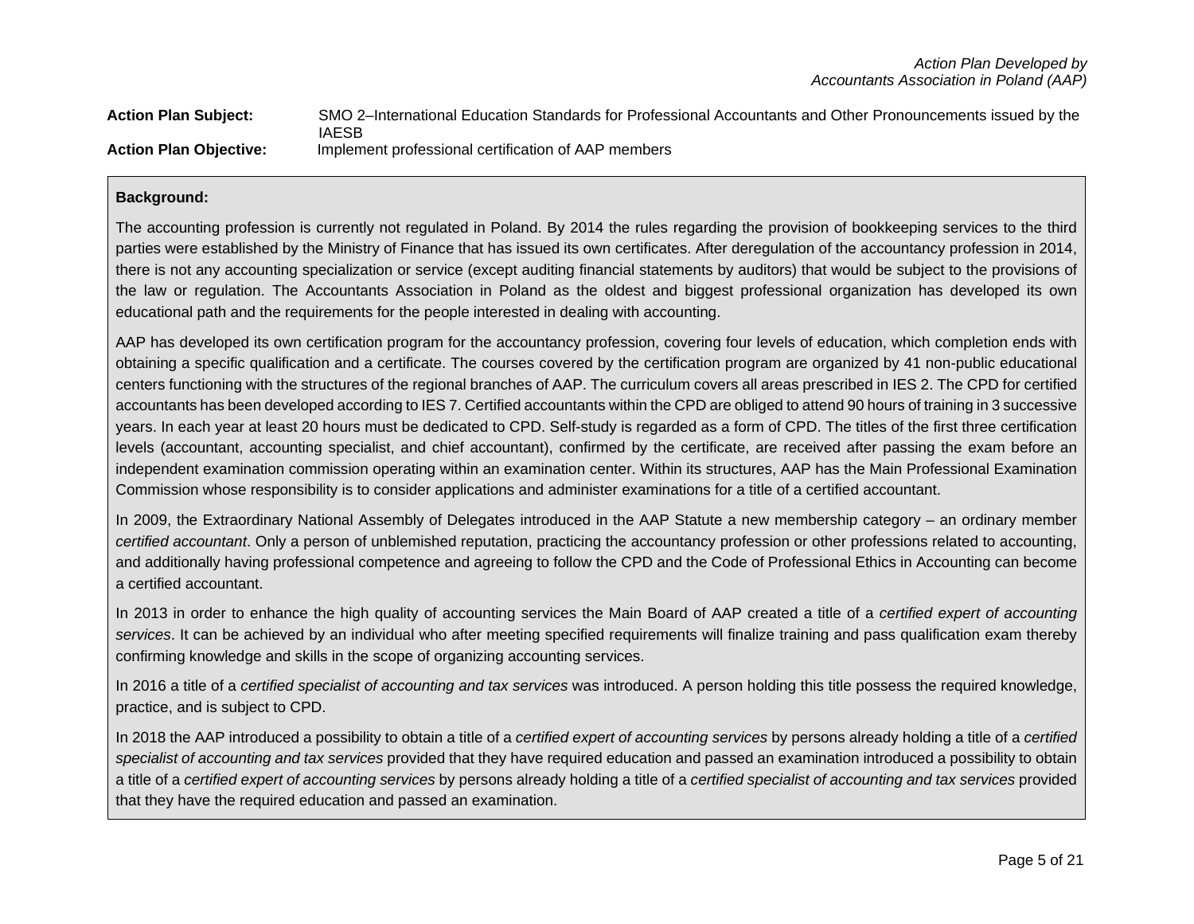**Action Plan Subject:** SMO 2–International Education Standards for Professional Accountants and Other Pronouncements issued by the IAESB

**Action Plan Objective:** Implement professional certification of AAP members

**Background:**

The accounting profession is currently not regulated in Poland. By 2014 the rules regarding the provision of bookkeeping services to the third parties were established by the Ministry of Finance that has issued its own certificates. After deregulation of the accountancy profession in 2014, there is not any accounting specialization or service (except auditing financial statements by auditors) that would be subject to the provisions of the law or regulation. The Accountants Association in Poland as the oldest and biggest professional organization has developed its own educational path and the requirements for the people interested in dealing with accounting.

AAP has developed its own certification program for the accountancy profession, covering four levels of education, which completion ends with obtaining a specific qualification and a certificate. The courses covered by the certification program are organized by 41 non-public educational centers functioning with the structures of the regional branches of AAP. The curriculum covers all areas prescribed in IES 2. The CPD for certified accountants has been developed according to IES 7. Certified accountants within the CPD are obliged to attend 90 hours of training in 3 successive years. In each year at least 20 hours must be dedicated to CPD. Self-study is regarded as a form of CPD. The titles of the first three certification levels (accountant, accounting specialist, and chief accountant), confirmed by the certificate, are received after passing the exam before an independent examination commission operating within an examination center. Within its structures, AAP has the Main Professional Examination Commission whose responsibility is to consider applications and administer examinations for a title of a certified accountant.

In 2009, the Extraordinary National Assembly of Delegates introduced in the AAP Statute a new membership category – an ordinary member *certified accountant*. Only a person of unblemished reputation, practicing the accountancy profession or other professions related to accounting, and additionally having professional competence and agreeing to follow the CPD and the Code of Professional Ethics in Accounting can become a certified accountant.

In 2013 in order to enhance the high quality of accounting services the Main Board of AAP created a title of a *certified expert of accounting services*. It can be achieved by an individual who after meeting specified requirements will finalize training and pass qualification exam thereby confirming knowledge and skills in the scope of organizing accounting services.

In 2016 a title of a *certified specialist of accounting and tax services* was introduced. A person holding this title possess the required knowledge, practice, and is subject to CPD.

In 2018 the AAP introduced a possibility to obtain a title of a *certified expert of accounting services* by persons already holding a title of a *certified specialist of accounting and tax services* provided that they have required education and passed an examination introduced a possibility to obtain a title of a *certified expert of accounting services* by persons already holding a title of a *certified specialist of accounting and tax services* provided that they have the required education and passed an examination.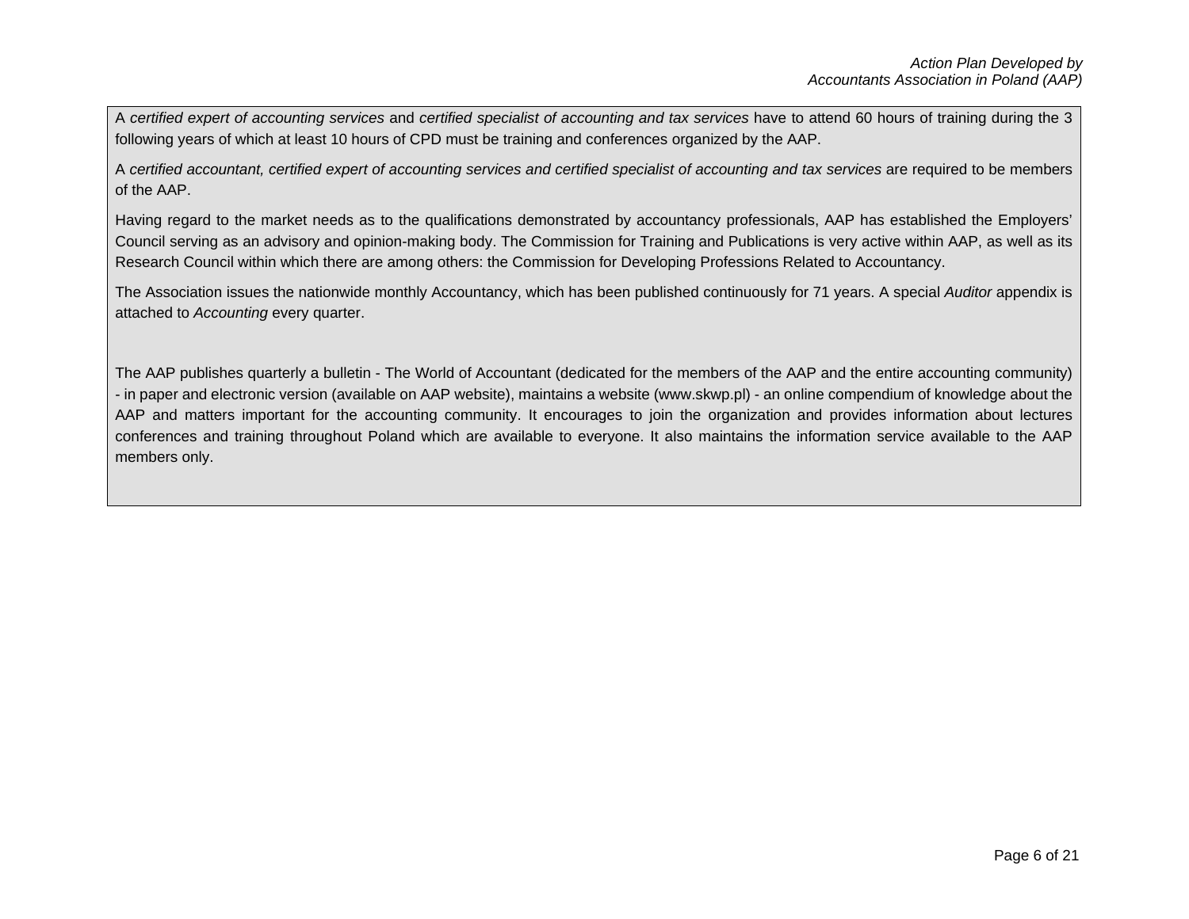A *certified expert of accounting services* and *certified specialist of accounting and tax services* have to attend 60 hours of training during the 3 following years of which at least 10 hours of CPD must be training and conferences organized by the AAP.

A *certified accountant, certified expert of accounting services and certified specialist of accounting and tax services* are required to be members of the AAP.

Having regard to the market needs as to the qualifications demonstrated by accountancy professionals, AAP has established the Employers' Council serving as an advisory and opinion-making body. The Commission for Training and Publications is very active within AAP, as well as its Research Council within which there are among others: the Commission for Developing Professions Related to Accountancy.

The Association issues the nationwide monthly Accountancy, which has been published continuously for 71 years. A special *Auditor* appendix is attached to *Accounting* every quarter.

The AAP publishes quarterly a bulletin - The World of Accountant (dedicated for the members of the AAP and the entire accounting community) - in paper and electronic version (available on AAP website), maintains a website (www.skwp.pl) - an online compendium of knowledge about the AAP and matters important for the accounting community. It encourages to join the organization and provides information about lectures conferences and training throughout Poland which are available to everyone. It also maintains the information service available to the AAP members only.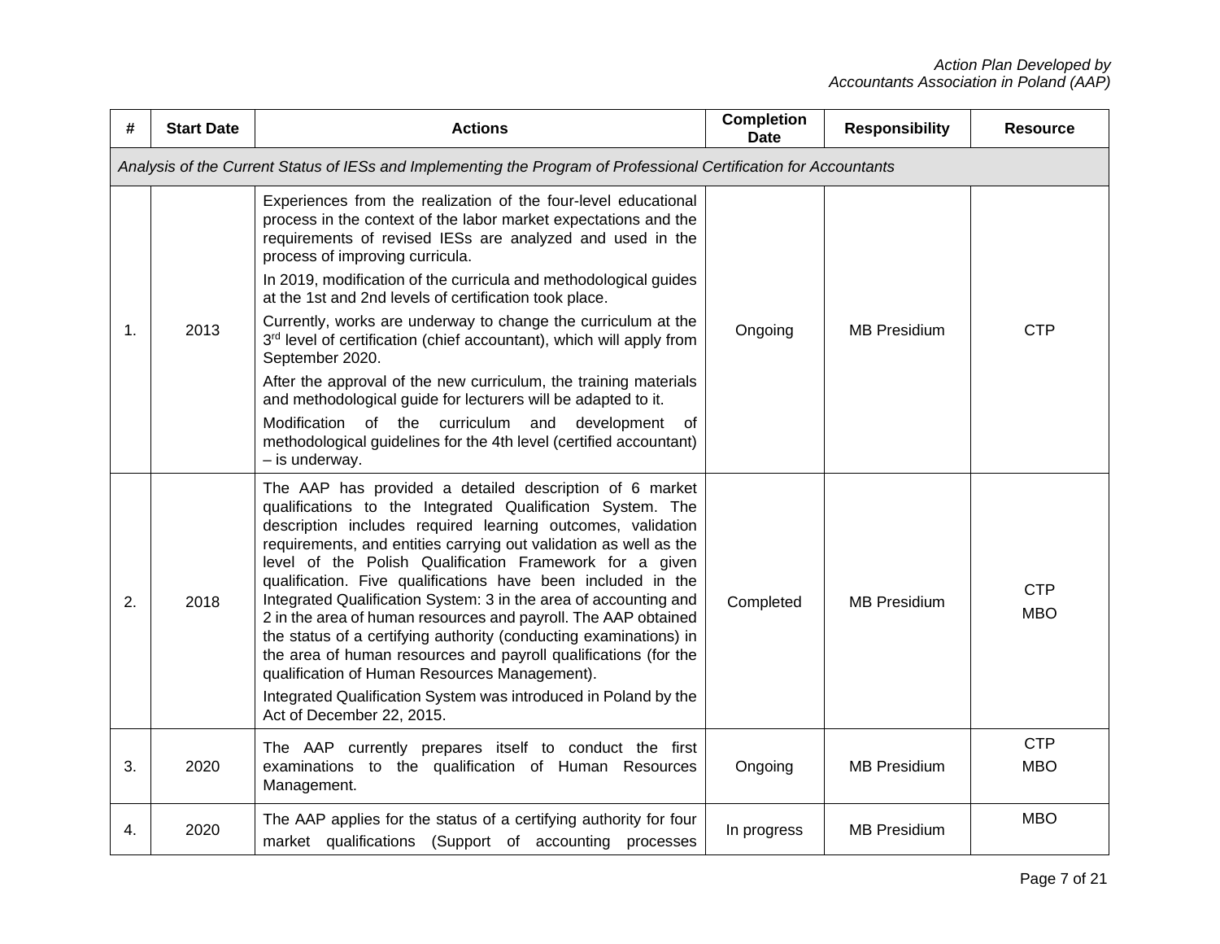| # | Start Date | Actions | Completion Date | Responsibility | Resource |
|---|---|---|---|---|---|
| *Analysis of the Current Status of IESs and Implementing the Program of Professional Certification for Accountants* | | | | | |
| 1. | 2013 | Experiences from the realization of the four-level educational process in the context of the labor market expectations and the requirements of revised IESs are analyzed and used in the process of improving curricula.<br>In 2019, modification of the curricula and methodological guides at the 1st and 2nd levels of certification took place.<br>Currently, works are underway to change the curriculum at the 3rd level of certification (chief accountant), which will apply from September 2020.<br>After the approval of the new curriculum, the training materials and methodological guide for lecturers will be adapted to it.<br>Modification of the curriculum and development of methodological guidelines for the 4th level (certified accountant) – is underway. | Ongoing | MB Presidium | CTP |
| 2. | 2018 | The AAP has provided a detailed description of 6 market qualifications to the Integrated Qualification System. The description includes required learning outcomes, validation requirements, and entities carrying out validation as well as the level of the Polish Qualification Framework for a given qualification. Five qualifications have been included in the Integrated Qualification System: 3 in the area of accounting and 2 in the area of human resources and payroll. The AAP obtained the status of a certifying authority (conducting examinations) in the area of human resources and payroll qualifications (for the qualification of Human Resources Management).<br>Integrated Qualification System was introduced in Poland by the Act of December 22, 2015. | Completed | MB Presidium | CTP<br>MBO |
| 3. | 2020 | The AAP currently prepares itself to conduct the first examinations to the qualification of Human Resources Management. | Ongoing | MB Presidium | CTP<br>MBO |
| 4. | 2020 | The AAP applies for the status of a certifying authority for four market qualifications (Support of accounting processes | In progress | MB Presidium | MBO |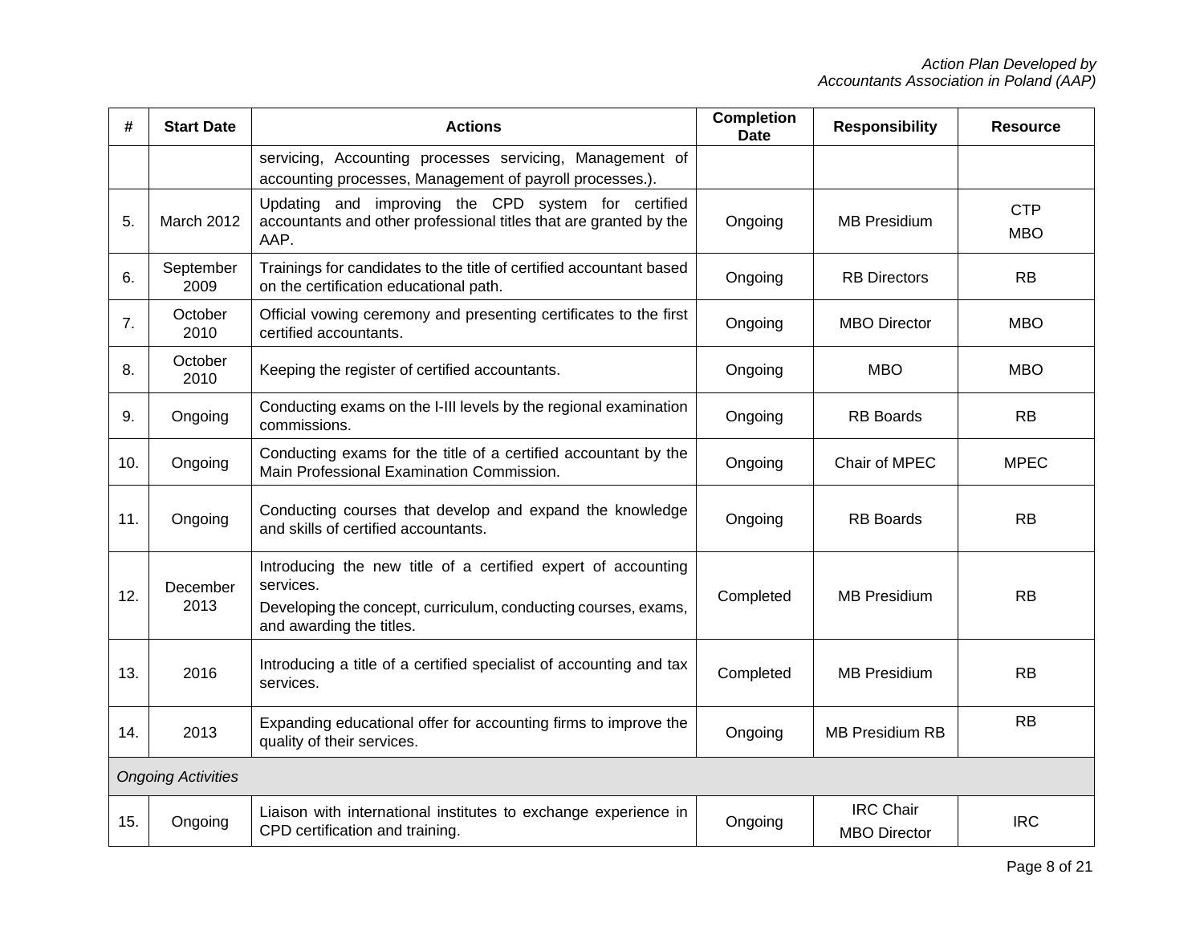| # | Start Date | Actions | Completion Date | Responsibility | Resource |
|---|---|---|---|---|---|
| | | servicing, Accounting processes servicing, Management of accounting processes, Management of payroll processes.). | | | |
| 5. | March 2012 | Updating and improving the CPD system for certified accountants and other professional titles that are granted by the AAP. | Ongoing | MB Presidium | CTP<br>MBO |
| 6. | September 2009 | Trainings for candidates to the title of certified accountant based on the certification educational path. | Ongoing | RB Directors | RB |
| 7. | October 2010 | Official vowing ceremony and presenting certificates to the first certified accountants. | Ongoing | MBO Director | MBO |
| 8. | October 2010 | Keeping the register of certified accountants. | Ongoing | MBO | MBO |
| 9. | Ongoing | Conducting exams on the I-III levels by the regional examination commissions. | Ongoing | RB Boards | RB |
| 10. | Ongoing | Conducting exams for the title of a certified accountant by the Main Professional Examination Commission. | Ongoing | Chair of MPEC | MPEC |
| 11. | Ongoing | Conducting courses that develop and expand the knowledge and skills of certified accountants. | Ongoing | RB Boards | RB |
| 12. | December 2013 | Introducing the new title of a certified expert of accounting services.<br>Developing the concept, curriculum, conducting courses, exams, and awarding the titles. | Completed | MB Presidium | RB |
| 13. | 2016 | Introducing a title of a certified specialist of accounting and tax services. | Completed | MB Presidium | RB |
| 14. | 2013 | Expanding educational offer for accounting firms to improve the quality of their services. | Ongoing | MB Presidium RB | RB |
| *Ongoing Activities* | | | | | |
| 15. | Ongoing | Liaison with international institutes to exchange experience in CPD certification and training. | Ongoing | IRC Chair<br>MBO Director | IRC |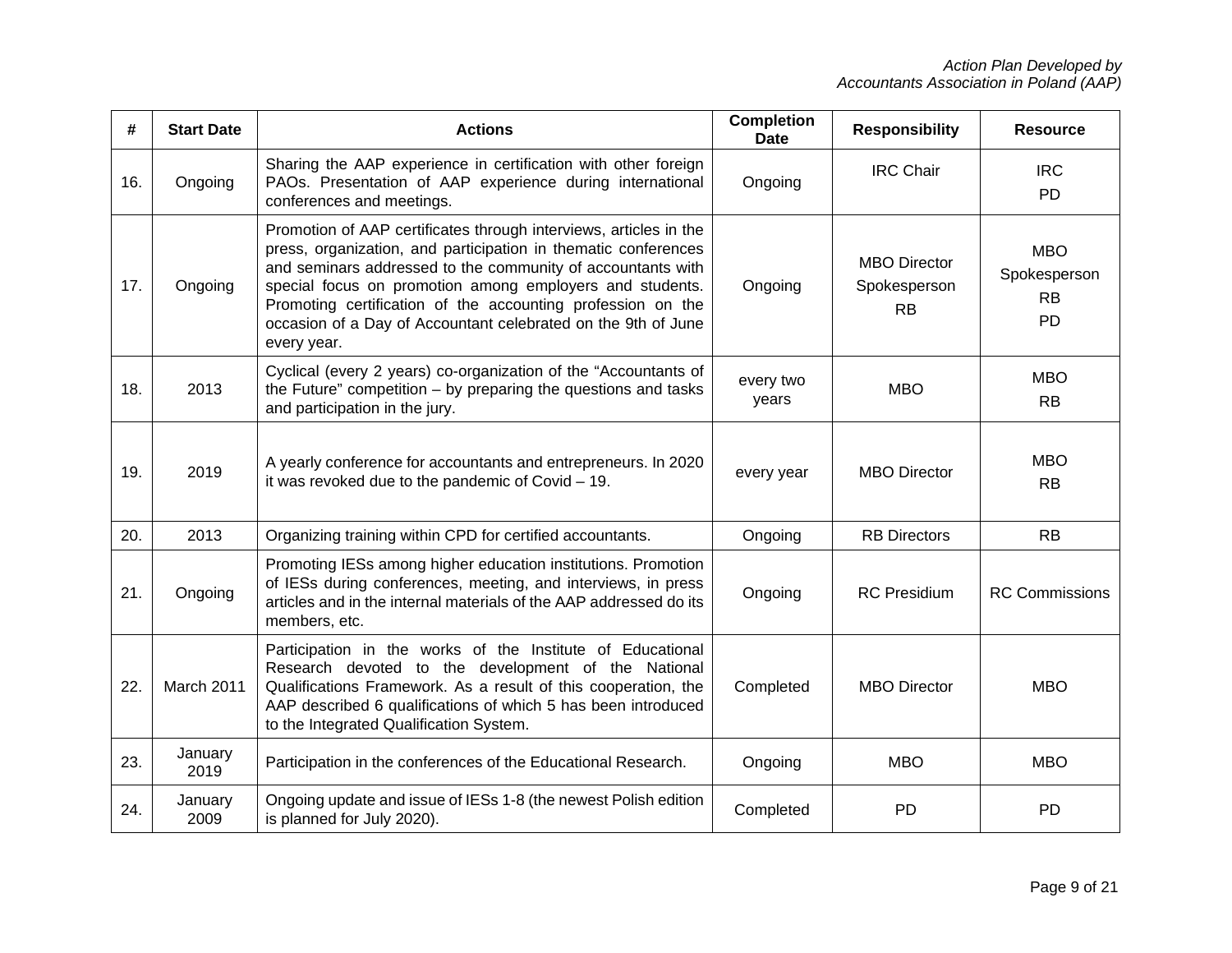| # | Start Date | Actions | Completion Date | Responsibility | Resource |
|---|---|---|---|---|---|
| 16. | Ongoing | Sharing the AAP experience in certification with other foreign PAOs. Presentation of AAP experience during international conferences and meetings. | Ongoing | IRC Chair | IRC<br>PD |
| 17. | Ongoing | Promotion of AAP certificates through interviews, articles in the press, organization, and participation in thematic conferences and seminars addressed to the community of accountants with special focus on promotion among employers and students. Promoting certification of the accounting profession on the occasion of a Day of Accountant celebrated on the 9th of June every year. | Ongoing | MBO Director<br>Spokesperson<br>RB | MBO<br>Spokesperson<br>RB<br>PD |
| 18. | 2013 | Cyclical (every 2 years) co-organization of the "Accountants of the Future" competition – by preparing the questions and tasks and participation in the jury. | every two years | MBO | MBO<br>RB |
| 19. | 2019 | A yearly conference for accountants and entrepreneurs. In 2020 it was revoked due to the pandemic of Covid – 19. | every year | MBO Director | MBO<br>RB |
| 20. | 2013 | Organizing training within CPD for certified accountants. | Ongoing | RB Directors | RB |
| 21. | Ongoing | Promoting IESs among higher education institutions. Promotion of IESs during conferences, meeting, and interviews, in press articles and in the internal materials of the AAP addressed do its members, etc. | Ongoing | RC Presidium | RC Commissions |
| 22. | March 2011 | Participation in the works of the Institute of Educational Research devoted to the development of the National Qualifications Framework. As a result of this cooperation, the AAP described 6 qualifications of which 5 has been introduced to the Integrated Qualification System. | Completed | MBO Director | MBO |
| 23. | January 2019 | Participation in the conferences of the Educational Research. | Ongoing | MBO | MBO |
| 24. | January 2009 | Ongoing update and issue of IESs 1-8 (the newest Polish edition is planned for July 2020). | Completed | PD | PD |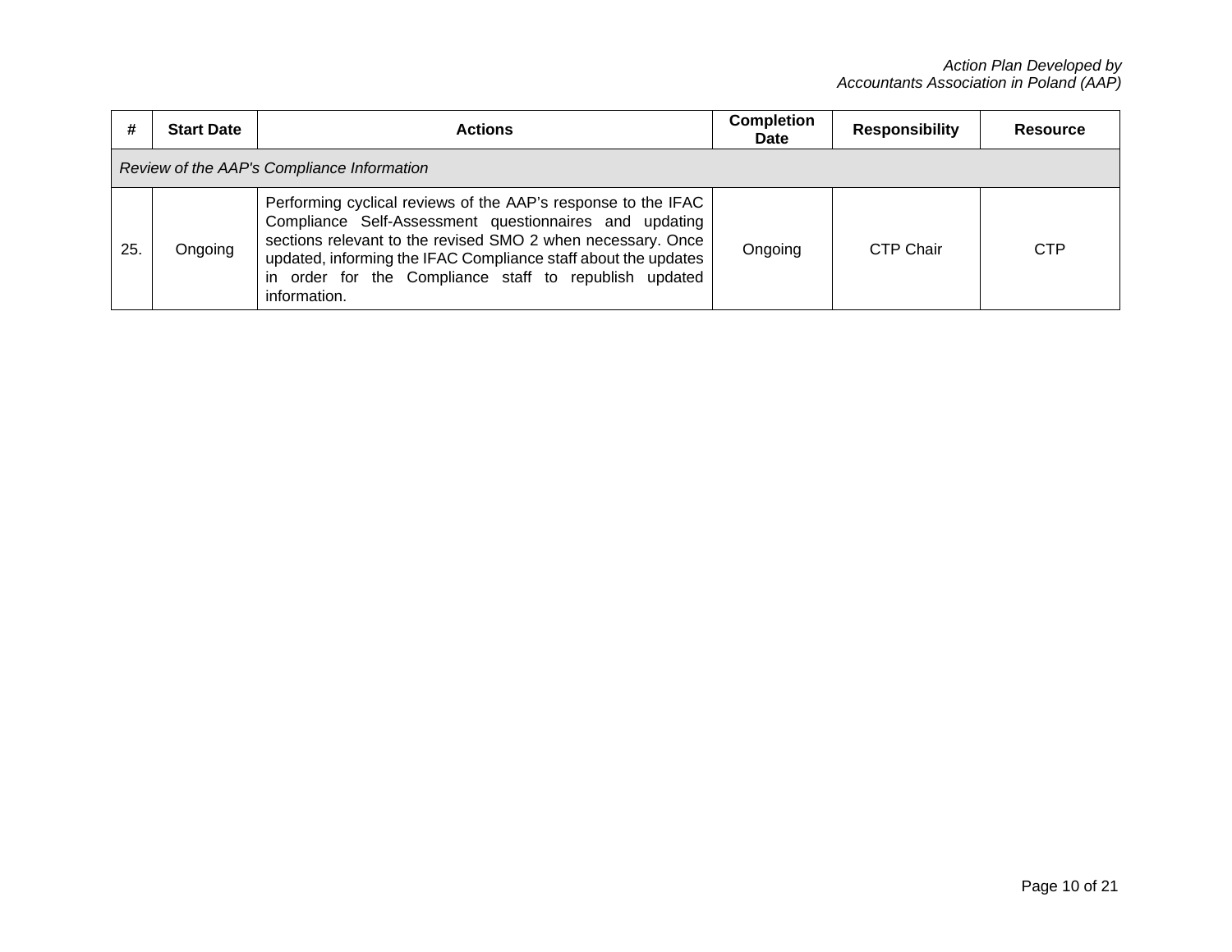| # | Start Date | Actions | Completion Date | Responsibility | Resource |
|---|---|---|---|---|---|
| *Review of the AAP's Compliance Information* | | | | | |
| 25. | Ongoing | Performing cyclical reviews of the AAP's response to the IFAC Compliance Self-Assessment questionnaires and updating sections relevant to the revised SMO 2 when necessary. Once updated, informing the IFAC Compliance staff about the updates in order for the Compliance staff to republish updated information. | Ongoing | CTP Chair | CTP |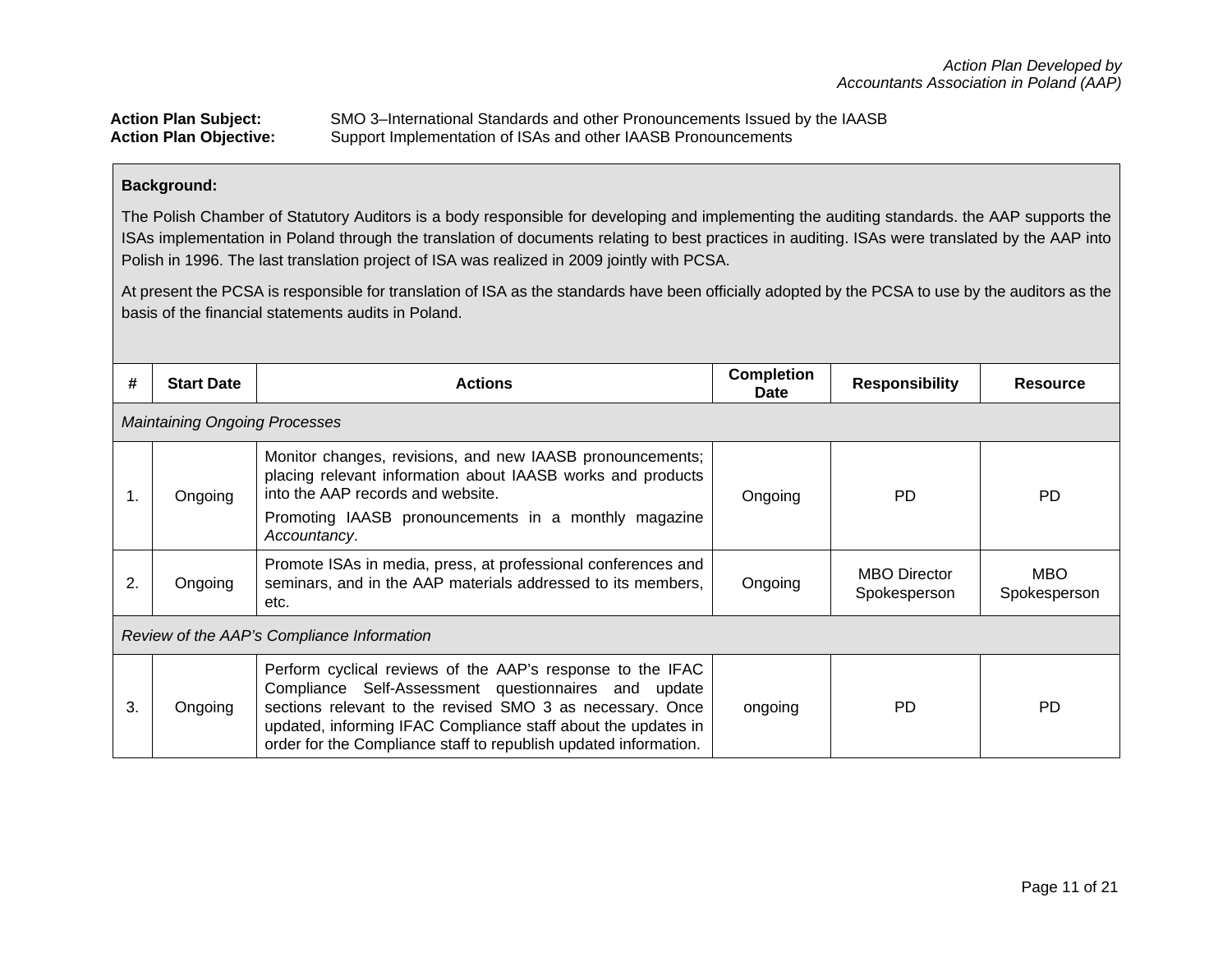**Action Plan Subject:** SMO 3–International Standards and other Pronouncements Issued by the IAASB
**Action Plan Objective:** Support Implementation of ISAs and other IAASB Pronouncements

**Background:**

The Polish Chamber of Statutory Auditors is a body responsible for developing and implementing the auditing standards. the AAP supports the ISAs implementation in Poland through the translation of documents relating to best practices in auditing. ISAs were translated by the AAP into Polish in 1996. The last translation project of ISA was realized in 2009 jointly with PCSA.

At present the PCSA is responsible for translation of ISA as the standards have been officially adopted by the PCSA to use by the auditors as the basis of the financial statements audits in Poland.

| # | Start Date | Actions | Completion Date | Responsibility | Resource |
|---|---|---|---|---|---|
| *Maintaining Ongoing Processes* | | | | | |
| 1. | Ongoing | Monitor changes, revisions, and new IAASB pronouncements; placing relevant information about IAASB works and products into the AAP records and website. Promoting IAASB pronouncements in a monthly magazine *Accountancy*. | Ongoing | PD | PD |
| 2. | Ongoing | Promote ISAs in media, press, at professional conferences and seminars, and in the AAP materials addressed to its members, etc. | Ongoing | MBO Director Spokesperson | MBO Spokesperson |
| *Review of the AAP's Compliance Information* | | | | | |
| 3. | Ongoing | Perform cyclical reviews of the AAP's response to the IFAC Compliance Self-Assessment questionnaires and update sections relevant to the revised SMO 3 as necessary. Once updated, informing IFAC Compliance staff about the updates in order for the Compliance staff to republish updated information. | ongoing | PD | PD |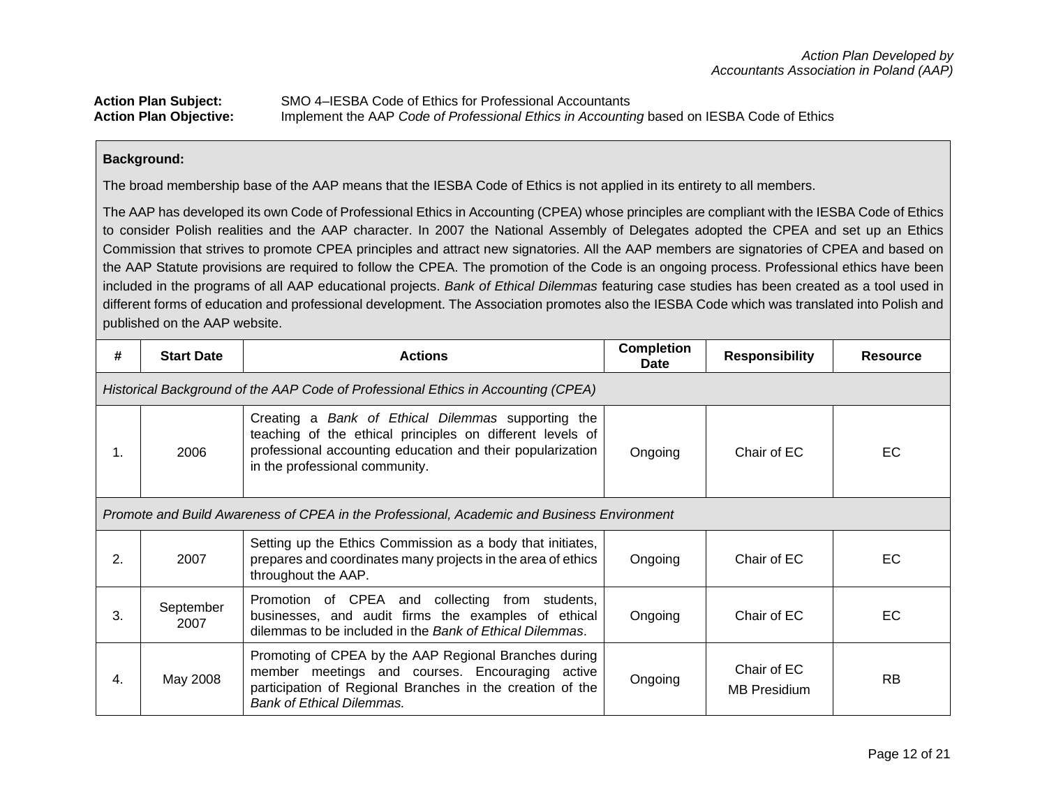*Action Plan Developed by Accountants Association in Poland (AAP)*

**Action Plan Subject:** SMO 4–IESBA Code of Ethics for Professional Accountants
**Action Plan Objective:** Implement the AAP *Code of Professional Ethics in Accounting* based on IESBA Code of Ethics

**Background:**

The broad membership base of the AAP means that the IESBA Code of Ethics is not applied in its entirety to all members.

The AAP has developed its own Code of Professional Ethics in Accounting (CPEA) whose principles are compliant with the IESBA Code of Ethics to consider Polish realities and the AAP character. In 2007 the National Assembly of Delegates adopted the CPEA and set up an Ethics Commission that strives to promote CPEA principles and attract new signatories. All the AAP members are signatories of CPEA and based on the AAP Statute provisions are required to follow the CPEA. The promotion of the Code is an ongoing process. Professional ethics have been included in the programs of all AAP educational projects. *Bank of Ethical Dilemmas* featuring case studies has been created as a tool used in different forms of education and professional development. The Association promotes also the IESBA Code which was translated into Polish and published on the AAP website.

| # | Start Date | Actions | Completion Date | Responsibility | Resource |
|---|---|---|---|---|---|
| *Historical Background of the AAP Code of Professional Ethics in Accounting (CPEA)* | | | | | |
| 1. | 2006 | Creating a *Bank of Ethical Dilemmas* supporting the teaching of the ethical principles on different levels of professional accounting education and their popularization in the professional community. | Ongoing | Chair of EC | EC |
| *Promote and Build Awareness of CPEA in the Professional, Academic and Business Environment* | | | | | |
| 2. | 2007 | Setting up the Ethics Commission as a body that initiates, prepares and coordinates many projects in the area of ethics throughout the AAP. | Ongoing | Chair of EC | EC |
| 3. | September 2007 | Promotion of CPEA and collecting from students, businesses, and audit firms the examples of ethical dilemmas to be included in the *Bank of Ethical Dilemmas*. | Ongoing | Chair of EC | EC |
| 4. | May 2008 | Promoting of CPEA by the AAP Regional Branches during member meetings and courses. Encouraging active participation of Regional Branches in the creation of the *Bank of Ethical Dilemmas.* | Ongoing | Chair of EC<br>MB Presidium | RB |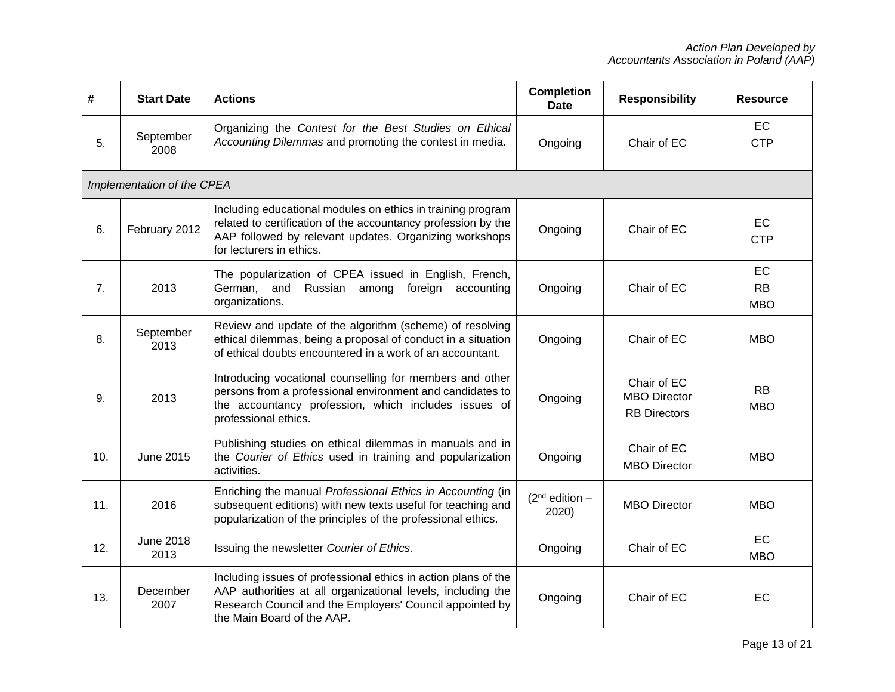| # | Start Date | Actions | Completion Date | Responsibility | Resource |
|---|---|---|---|---|---|
| 5. | September 2008 | Organizing the *Contest for the Best Studies on Ethical Accounting Dilemmas* and promoting the contest in media. | Ongoing | Chair of EC | EC<br>CTP |
| *Implementation of the CPEA* | | | | | |
| 6. | February 2012 | Including educational modules on ethics in training program related to certification of the accountancy profession by the AAP followed by relevant updates. Organizing workshops for lecturers in ethics. | Ongoing | Chair of EC | EC<br>CTP |
| 7. | 2013 | The popularization of CPEA issued in English, French, German, and Russian among foreign accounting organizations. | Ongoing | Chair of EC | EC<br>RB<br>MBO |
| 8. | September 2013 | Review and update of the algorithm (scheme) of resolving ethical dilemmas, being a proposal of conduct in a situation of ethical doubts encountered in a work of an accountant. | Ongoing | Chair of EC | MBO |
| 9. | 2013 | Introducing vocational counselling for members and other persons from a professional environment and candidates to the accountancy profession, which includes issues of professional ethics. | Ongoing | Chair of EC<br>MBO Director<br>RB Directors | RB<br>MBO |
| 10. | June 2015 | Publishing studies on ethical dilemmas in manuals and in the *Courier of Ethics* used in training and popularization activities. | Ongoing | Chair of EC<br>MBO Director | MBO |
| 11. | 2016 | Enriching the manual *Professional Ethics in Accounting* (in subsequent editions) with new texts useful for teaching and popularization of the principles of the professional ethics. | (2nd edition – 2020) | MBO Director | MBO |
| 12. | June 2018<br>2013 | Issuing the newsletter *Courier of Ethics.* | Ongoing | Chair of EC | EC<br>MBO |
| 13. | December 2007 | Including issues of professional ethics in action plans of the AAP authorities at all organizational levels, including the Research Council and the Employers' Council appointed by the Main Board of the AAP. | Ongoing | Chair of EC | EC |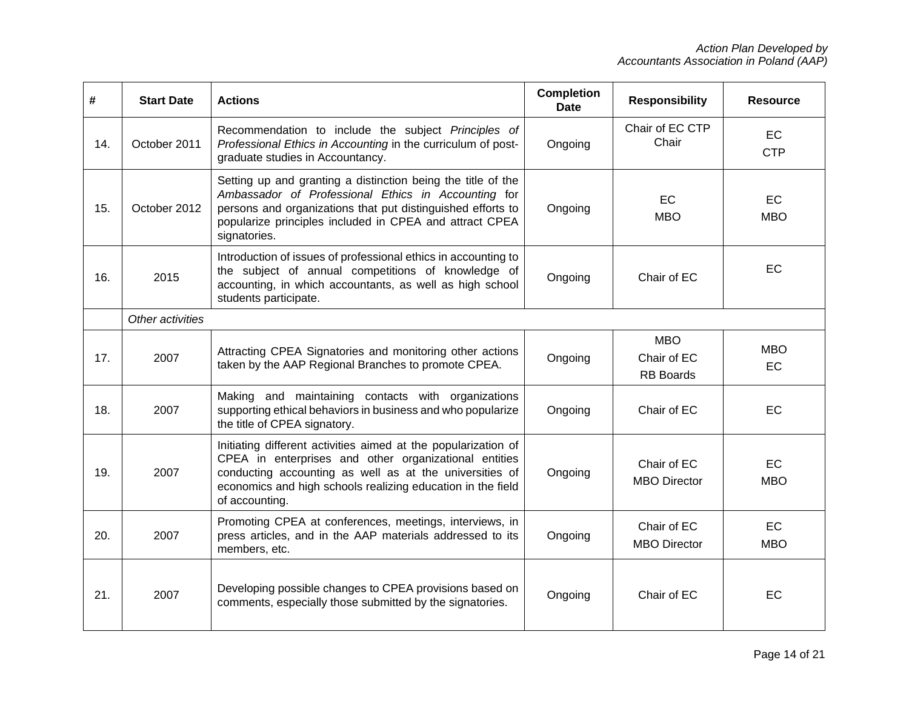| # | Start Date | Actions | Completion Date | Responsibility | Resource |
|---|---|---|---|---|---|
| 14. | October 2011 | Recommendation to include the subject *Principles of Professional Ethics in Accounting* in the curriculum of post-graduate studies in Accountancy. | Ongoing | Chair of EC CTP Chair | EC CTP |
| 15. | October 2012 | Setting up and granting a distinction being the title of the *Ambassador of Professional Ethics in Accounting* for persons and organizations that put distinguished efforts to popularize principles included in CPEA and attract CPEA signatories. | Ongoing | EC MBO | EC MBO |
| 16. | 2015 | Introduction of issues of professional ethics in accounting to the subject of annual competitions of knowledge of accounting, in which accountants, as well as high school students participate. | Ongoing | Chair of EC | EC |
| | *Other activities* | | | | |
| 17. | 2007 | Attracting CPEA Signatories and monitoring other actions taken by the AAP Regional Branches to promote CPEA. | Ongoing | MBO Chair of EC RB Boards | MBO EC |
| 18. | 2007 | Making and maintaining contacts with organizations supporting ethical behaviors in business and who popularize the title of CPEA signatory. | Ongoing | Chair of EC | EC |
| 19. | 2007 | Initiating different activities aimed at the popularization of CPEA in enterprises and other organizational entities conducting accounting as well as at the universities of economics and high schools realizing education in the field of accounting. | Ongoing | Chair of EC MBO Director | EC MBO |
| 20. | 2007 | Promoting CPEA at conferences, meetings, interviews, in press articles, and in the AAP materials addressed to its members, etc. | Ongoing | Chair of EC MBO Director | EC MBO |
| 21. | 2007 | Developing possible changes to CPEA provisions based on comments, especially those submitted by the signatories. | Ongoing | Chair of EC | EC |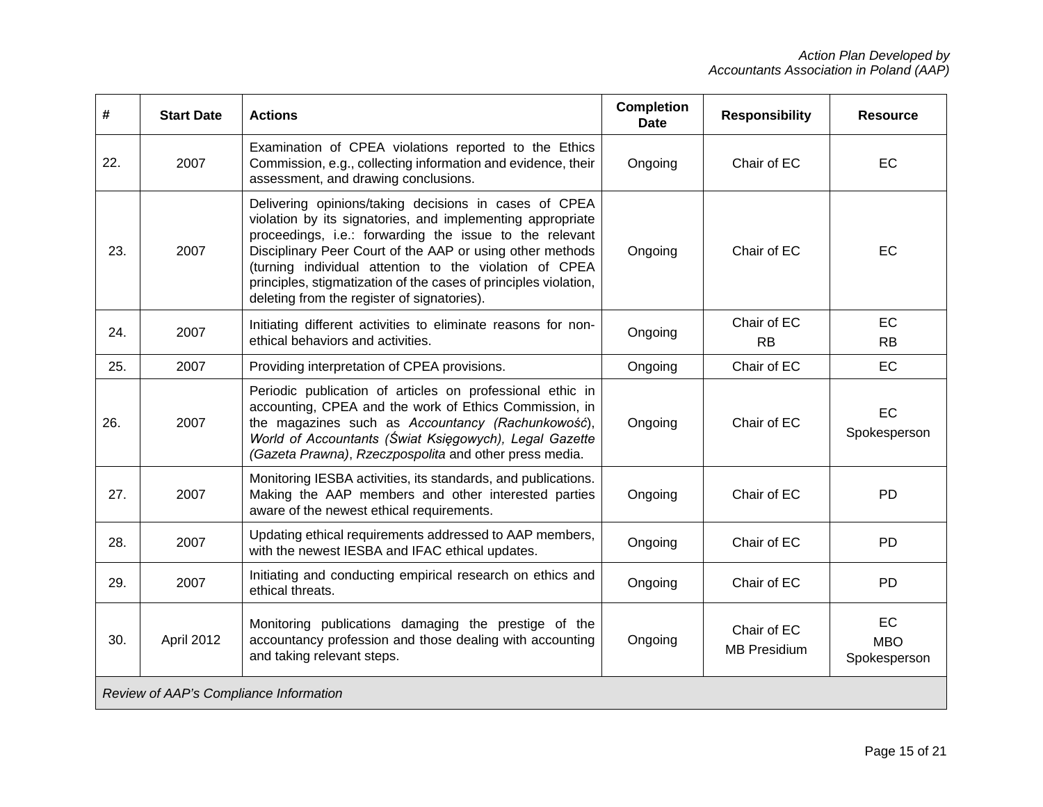| # | Start Date | Actions | Completion Date | Responsibility | Resource |
|---|---|---|---|---|---|
| 22. | 2007 | Examination of CPEA violations reported to the Ethics Commission, e.g., collecting information and evidence, their assessment, and drawing conclusions. | Ongoing | Chair of EC | EC |
| 23. | 2007 | Delivering opinions/taking decisions in cases of CPEA violation by its signatories, and implementing appropriate proceedings, i.e.: forwarding the issue to the relevant Disciplinary Peer Court of the AAP or using other methods (turning individual attention to the violation of CPEA principles, stigmatization of the cases of principles violation, deleting from the register of signatories). | Ongoing | Chair of EC | EC |
| 24. | 2007 | Initiating different activities to eliminate reasons for non-ethical behaviors and activities. | Ongoing | Chair of EC<br>RB | EC<br>RB |
| 25. | 2007 | Providing interpretation of CPEA provisions. | Ongoing | Chair of EC | EC |
| 26. | 2007 | Periodic publication of articles on professional ethic in accounting, CPEA and the work of Ethics Commission, in the magazines such as *Accountancy (Rachunkowość)*, *World of Accountants (Świat Księgowych), Legal Gazette (Gazeta Prawna)*, *Rzeczpospolita* and other press media. | Ongoing | Chair of EC | EC<br>Spokesperson |
| 27. | 2007 | Monitoring IESBA activities, its standards, and publications. Making the AAP members and other interested parties aware of the newest ethical requirements. | Ongoing | Chair of EC | PD |
| 28. | 2007 | Updating ethical requirements addressed to AAP members, with the newest IESBA and IFAC ethical updates. | Ongoing | Chair of EC | PD |
| 29. | 2007 | Initiating and conducting empirical research on ethics and ethical threats. | Ongoing | Chair of EC | PD |
| 30. | April 2012 | Monitoring publications damaging the prestige of the accountancy profession and those dealing with accounting and taking relevant steps. | Ongoing | Chair of EC<br>MB Presidium | EC<br>MBO<br>Spokesperson |
| *Review of AAP's Compliance Information* | | | | | |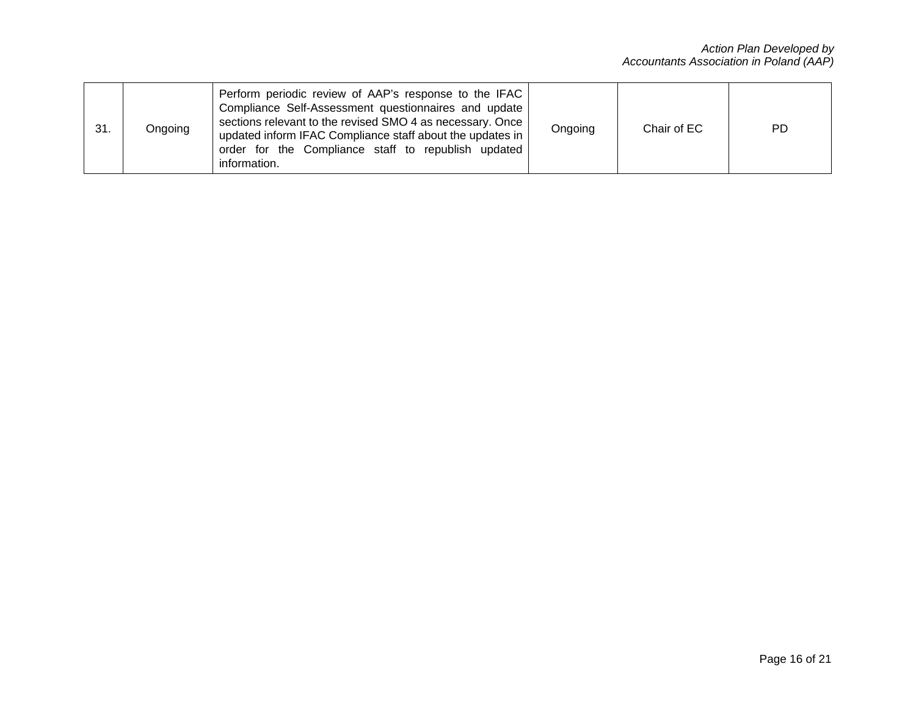| | | | | | |
|---|---|---|---|---|---|
| 31. | Ongoing | Perform periodic review of AAP's response to the IFAC Compliance Self-Assessment questionnaires and update sections relevant to the revised SMO 4 as necessary. Once updated inform IFAC Compliance staff about the updates in order for the Compliance staff to republish updated information. | Ongoing | Chair of EC | PD |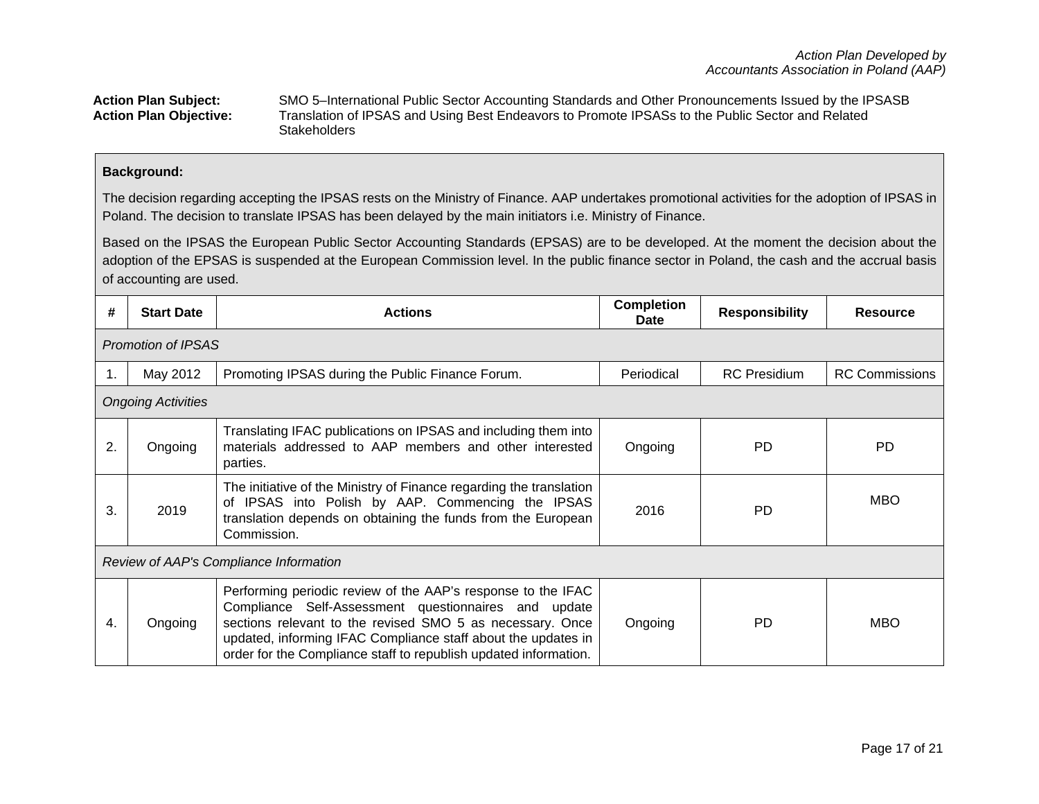**Action Plan Subject:** SMO 5–International Public Sector Accounting Standards and Other Pronouncements Issued by the IPSASB
**Action Plan Objective:** Translation of IPSAS and Using Best Endeavors to Promote IPSASs to the Public Sector and Related Stakeholders

**Background:**

The decision regarding accepting the IPSAS rests on the Ministry of Finance. AAP undertakes promotional activities for the adoption of IPSAS in Poland. The decision to translate IPSAS has been delayed by the main initiators i.e. Ministry of Finance.

Based on the IPSAS the European Public Sector Accounting Standards (EPSAS) are to be developed. At the moment the decision about the adoption of the EPSAS is suspended at the European Commission level. In the public finance sector in Poland, the cash and the accrual basis of accounting are used.

| # | Start Date | Actions | Completion Date | Responsibility | Resource |
|---|---|---|---|---|---|
| *Promotion of IPSAS* | | | | | |
| 1. | May 2012 | Promoting IPSAS during the Public Finance Forum. | Periodical | RC Presidium | RC Commissions |
| *Ongoing Activities* | | | | | |
| 2. | Ongoing | Translating IFAC publications on IPSAS and including them into materials addressed to AAP members and other interested parties. | Ongoing | PD | PD |
| 3. | 2019 | The initiative of the Ministry of Finance regarding the translation of IPSAS into Polish by AAP. Commencing the IPSAS translation depends on obtaining the funds from the European Commission. | 2016 | PD | MBO |
| *Review of AAP's Compliance Information* | | | | | |
| 4. | Ongoing | Performing periodic review of the AAP's response to the IFAC Compliance Self-Assessment questionnaires and update sections relevant to the revised SMO 5 as necessary. Once updated, informing IFAC Compliance staff about the updates in order for the Compliance staff to republish updated information. | Ongoing | PD | MBO |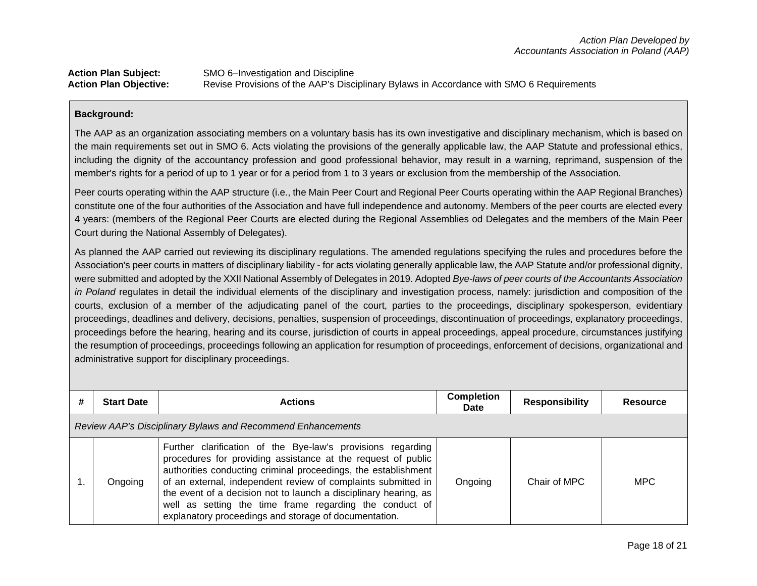*Action Plan Developed by Accountants Association in Poland (AAP)*

**Action Plan Subject:** SMO 6–Investigation and Discipline
**Action Plan Objective:** Revise Provisions of the AAP's Disciplinary Bylaws in Accordance with SMO 6 Requirements

**Background:**

The AAP as an organization associating members on a voluntary basis has its own investigative and disciplinary mechanism, which is based on the main requirements set out in SMO 6. Acts violating the provisions of the generally applicable law, the AAP Statute and professional ethics, including the dignity of the accountancy profession and good professional behavior, may result in a warning, reprimand, suspension of the member's rights for a period of up to 1 year or for a period from 1 to 3 years or exclusion from the membership of the Association.

Peer courts operating within the AAP structure (i.e., the Main Peer Court and Regional Peer Courts operating within the AAP Regional Branches) constitute one of the four authorities of the Association and have full independence and autonomy. Members of the peer courts are elected every 4 years: (members of the Regional Peer Courts are elected during the Regional Assemblies od Delegates and the members of the Main Peer Court during the National Assembly of Delegates).

As planned the AAP carried out reviewing its disciplinary regulations. The amended regulations specifying the rules and procedures before the Association's peer courts in matters of disciplinary liability - for acts violating generally applicable law, the AAP Statute and/or professional dignity, were submitted and adopted by the XXII National Assembly of Delegates in 2019. Adopted *Bye-laws of peer courts of the Accountants Association in Poland* regulates in detail the individual elements of the disciplinary and investigation process, namely: jurisdiction and composition of the courts, exclusion of a member of the adjudicating panel of the court, parties to the proceedings, disciplinary spokesperson, evidentiary proceedings, deadlines and delivery, decisions, penalties, suspension of proceedings, discontinuation of proceedings, explanatory proceedings, proceedings before the hearing, hearing and its course, jurisdiction of courts in appeal proceedings, appeal procedure, circumstances justifying the resumption of proceedings, proceedings following an application for resumption of proceedings, enforcement of decisions, organizational and administrative support for disciplinary proceedings.

| # | Start Date | Actions | Completion Date | Responsibility | Resource |
|---|---|---|---|---|---|
| *Review AAP's Disciplinary Bylaws and Recommend Enhancements* | | | | | |
| 1. | Ongoing | Further clarification of the Bye-law's provisions regarding procedures for providing assistance at the request of public authorities conducting criminal proceedings, the establishment of an external, independent review of complaints submitted in the event of a decision not to launch a disciplinary hearing, as well as setting the time frame regarding the conduct of explanatory proceedings and storage of documentation. | Ongoing | Chair of MPC | MPC |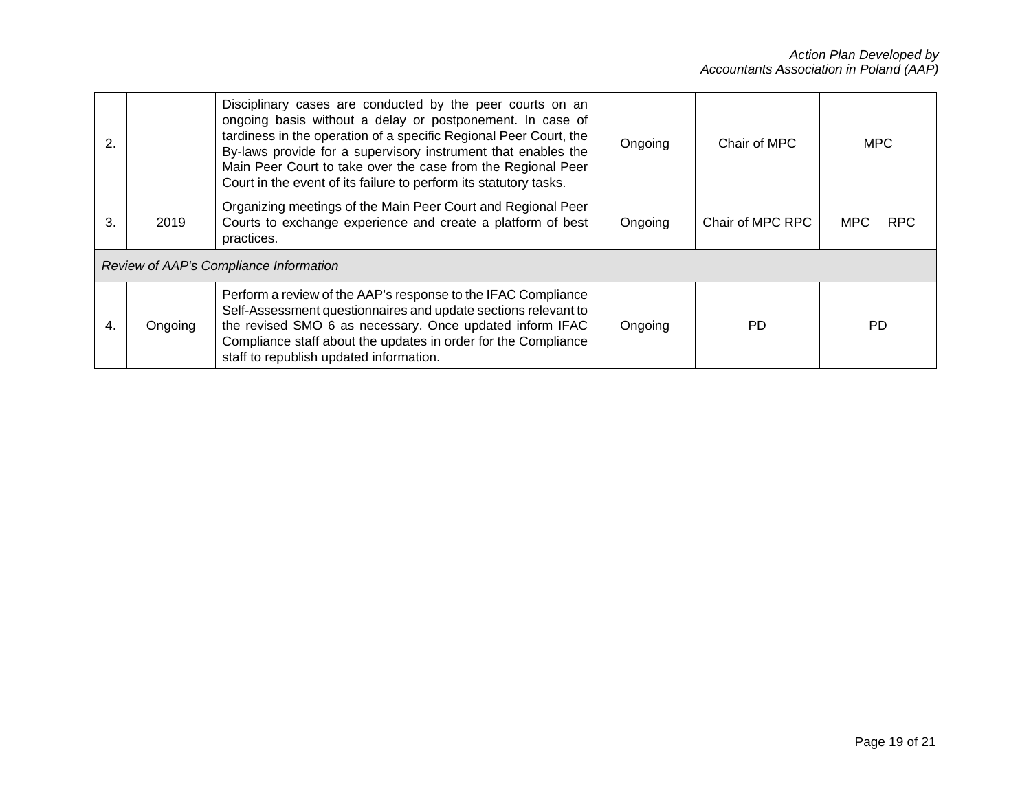| | | | | | |
|---|---|---|---|---|---|
| 2. | | Disciplinary cases are conducted by the peer courts on an ongoing basis without a delay or postponement. In case of tardiness in the operation of a specific Regional Peer Court, the By-laws provide for a supervisory instrument that enables the Main Peer Court to take over the case from the Regional Peer Court in the event of its failure to perform its statutory tasks. | Ongoing | Chair of MPC | MPC |
| 3. | 2019 | Organizing meetings of the Main Peer Court and Regional Peer Courts to exchange experience and create a platform of best practices. | Ongoing | Chair of MPC RPC | MPC RPC |
| *Review of AAP's Compliance Information* | | | | | |
| 4. | Ongoing | Perform a review of the AAP's response to the IFAC Compliance Self-Assessment questionnaires and update sections relevant to the revised SMO 6 as necessary. Once updated inform IFAC Compliance staff about the updates in order for the Compliance staff to republish updated information. | Ongoing | PD | PD |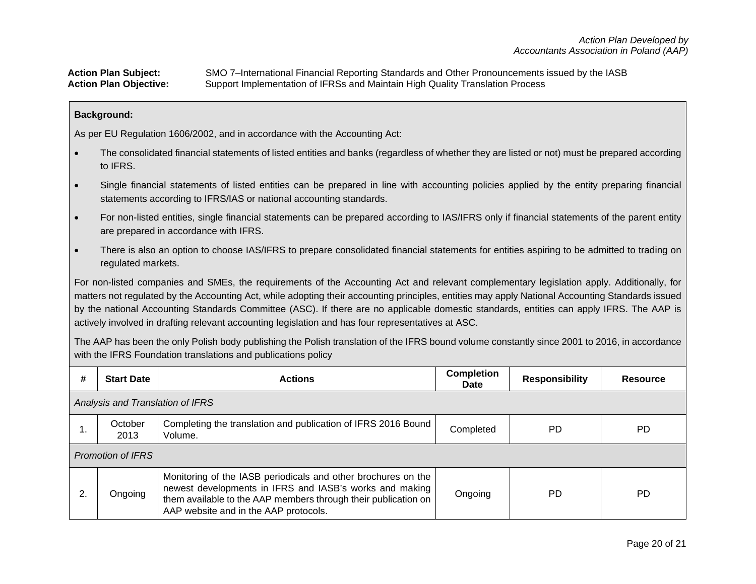*Action Plan Developed by*
*Accountants Association in Poland (AAP)*

**Action Plan Subject:** SMO 7–International Financial Reporting Standards and Other Pronouncements issued by the IASB
**Action Plan Objective:** Support Implementation of IFRSs and Maintain High Quality Translation Process

**Background:**

As per EU Regulation 1606/2002, and in accordance with the Accounting Act:

- The consolidated financial statements of listed entities and banks (regardless of whether they are listed or not) must be prepared according to IFRS.
- Single financial statements of listed entities can be prepared in line with accounting policies applied by the entity preparing financial statements according to IFRS/IAS or national accounting standards.
- For non-listed entities, single financial statements can be prepared according to IAS/IFRS only if financial statements of the parent entity are prepared in accordance with IFRS.
- There is also an option to choose IAS/IFRS to prepare consolidated financial statements for entities aspiring to be admitted to trading on regulated markets.

For non-listed companies and SMEs, the requirements of the Accounting Act and relevant complementary legislation apply. Additionally, for matters not regulated by the Accounting Act, while adopting their accounting principles, entities may apply National Accounting Standards issued by the national Accounting Standards Committee (ASC). If there are no applicable domestic standards, entities can apply IFRS. The AAP is actively involved in drafting relevant accounting legislation and has four representatives at ASC.

The AAP has been the only Polish body publishing the Polish translation of the IFRS bound volume constantly since 2001 to 2016, in accordance with the IFRS Foundation translations and publications policy

| # | Start Date | Actions | Completion Date | Responsibility | Resource |
|---|---|---|---|---|---|
| *Analysis and Translation of IFRS* | | | | | |
| 1. | October 2013 | Completing the translation and publication of IFRS 2016 Bound Volume. | Completed | PD | PD |
| *Promotion of IFRS* | | | | | |
| 2. | Ongoing | Monitoring of the IASB periodicals and other brochures on the newest developments in IFRS and IASB's works and making them available to the AAP members through their publication on AAP website and in the AAP protocols. | Ongoing | PD | PD |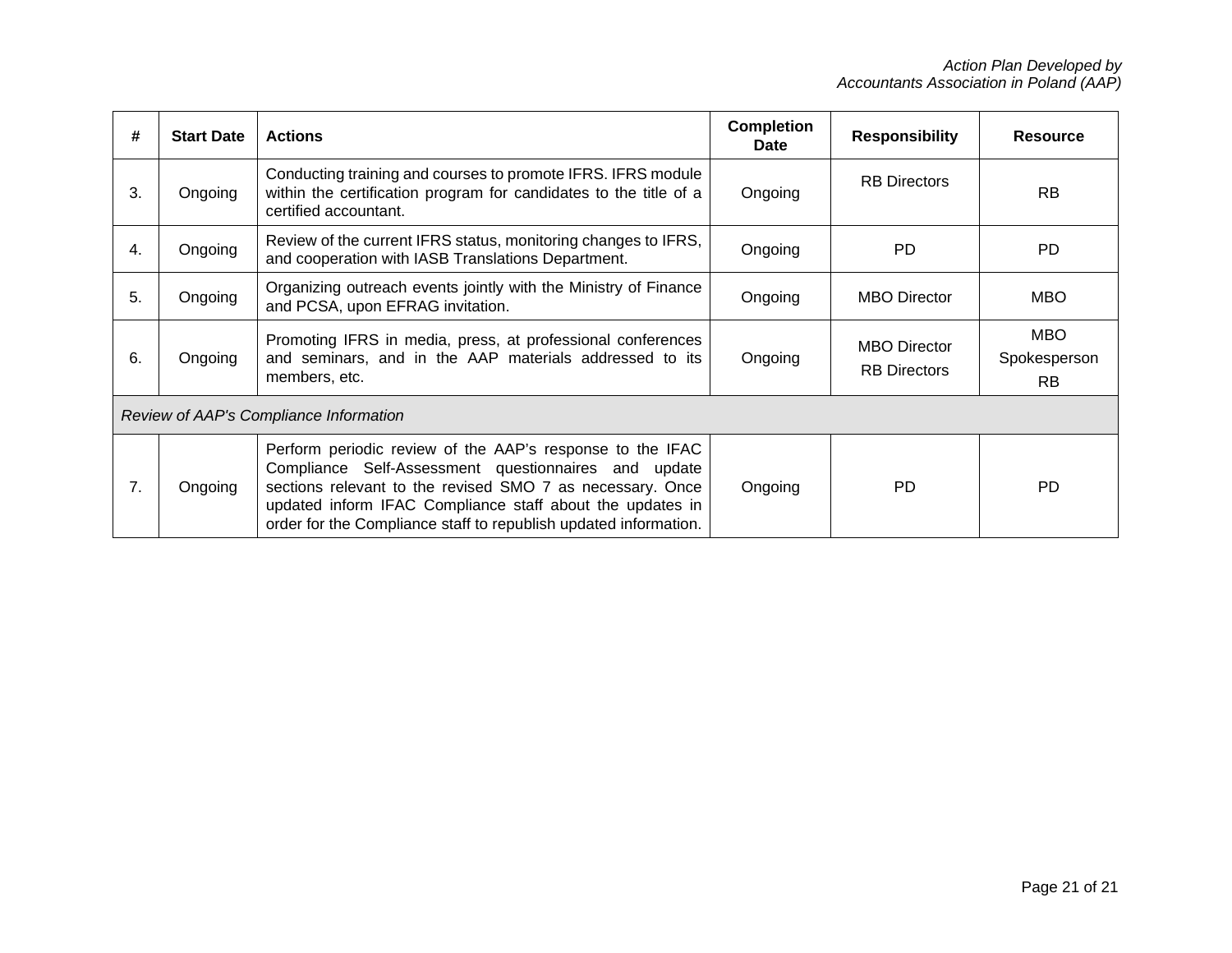| # | Start Date | Actions | Completion Date | Responsibility | Resource |
|---|---|---|---|---|---|
| 3. | Ongoing | Conducting training and courses to promote IFRS. IFRS module within the certification program for candidates to the title of a certified accountant. | Ongoing | RB Directors | RB |
| 4. | Ongoing | Review of the current IFRS status, monitoring changes to IFRS, and cooperation with IASB Translations Department. | Ongoing | PD | PD |
| 5. | Ongoing | Organizing outreach events jointly with the Ministry of Finance and PCSA, upon EFRAG invitation. | Ongoing | MBO Director | MBO |
| 6. | Ongoing | Promoting IFRS in media, press, at professional conferences and seminars, and in the AAP materials addressed to its members, etc. | Ongoing | MBO Director<br>RB Directors | MBO<br>Spokesperson<br>RB |
| *Review of AAP's Compliance Information* | | | | | |
| 7. | Ongoing | Perform periodic review of the AAP's response to the IFAC Compliance Self-Assessment questionnaires and update sections relevant to the revised SMO 7 as necessary. Once updated inform IFAC Compliance staff about the updates in order for the Compliance staff to republish updated information. | Ongoing | PD | PD |